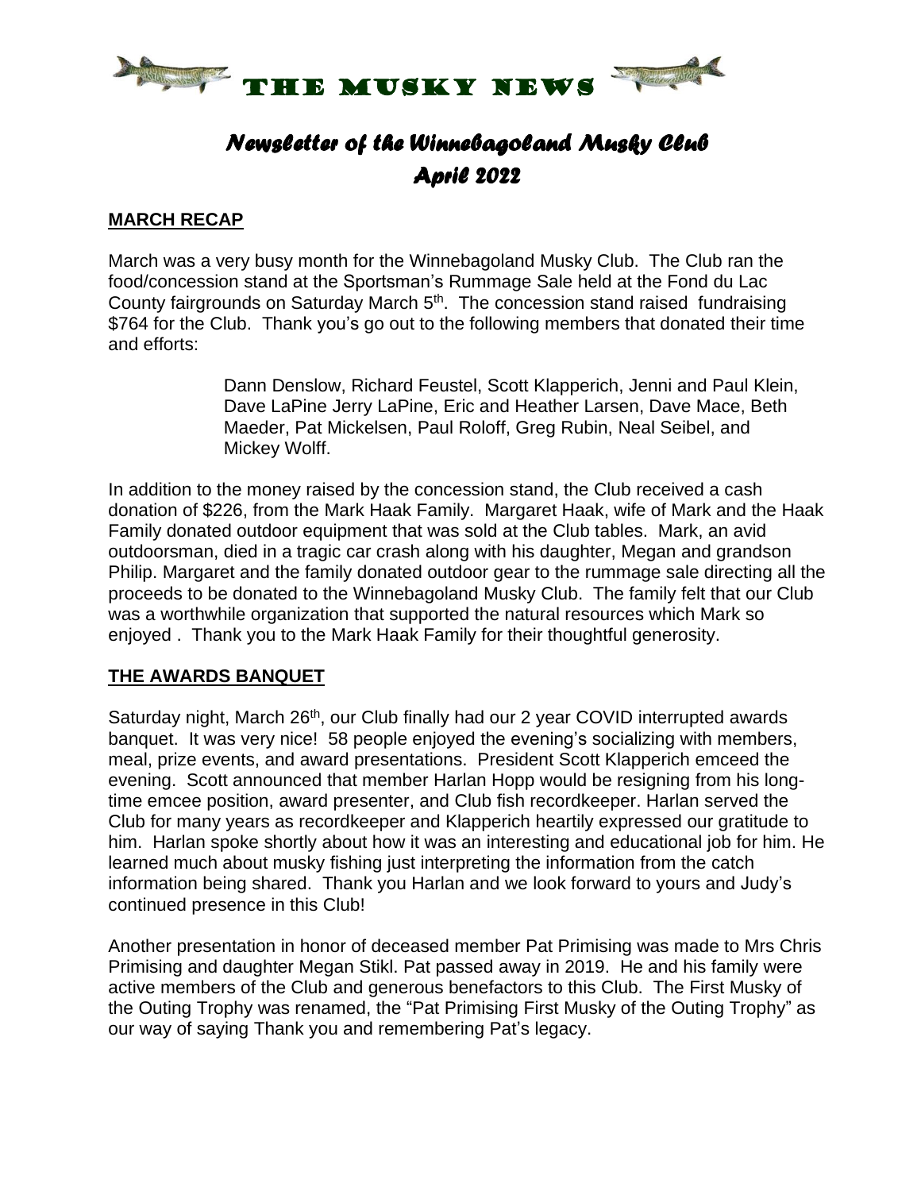# THE MUSKY NEWS

## *Newsletter of the Winnebagoland Musky Club*
## *April 2022*

### MARCH RECAP

March was a very busy month for the Winnebagoland Musky Club. The Club ran the food/concession stand at the Sportsman's Rummage Sale held at the Fond du Lac County fairgrounds on Saturday March 5th. The concession stand raised fundraising $764 for the Club. Thank you's go out to the following members that donated their time and efforts:

> Dann Denslow, Richard Feustel, Scott Klapperich, Jenni and Paul Klein, Dave LaPine Jerry LaPine, Eric and Heather Larsen, Dave Mace, Beth Maeder, Pat Mickelsen, Paul Roloff, Greg Rubin, Neal Seibel, and Mickey Wolff.

In addition to the money raised by the concession stand, the Club received a cash donation of $226, from the Mark Haak Family. Margaret Haak, wife of Mark and the Haak Family donated outdoor equipment that was sold at the Club tables. Mark, an avid outdoorsman, died in a tragic car crash along with his daughter, Megan and grandson Philip. Margaret and the family donated outdoor gear to the rummage sale directing all the proceeds to be donated to the Winnebagoland Musky Club. The family felt that our Club was a worthwhile organization that supported the natural resources which Mark so enjoyed . Thank you to the Mark Haak Family for their thoughtful generosity.

### THE AWARDS BANQUET

Saturday night, March 26th, our Club finally had our 2 year COVID interrupted awards banquet. It was very nice! 58 people enjoyed the evening's socializing with members, meal, prize events, and award presentations. President Scott Klapperich emceed the evening. Scott announced that member Harlan Hopp would be resigning from his long-time emcee position, award presenter, and Club fish recordkeeper. Harlan served the Club for many years as recordkeeper and Klapperich heartily expressed our gratitude to him. Harlan spoke shortly about how it was an interesting and educational job for him. He learned much about musky fishing just interpreting the information from the catch information being shared. Thank you Harlan and we look forward to yours and Judy's continued presence in this Club!

Another presentation in honor of deceased member Pat Primising was made to Mrs Chris Primising and daughter Megan Stikl. Pat passed away in 2019. He and his family were active members of the Club and generous benefactors to this Club. The First Musky of the Outing Trophy was renamed, the "Pat Primising First Musky of the Outing Trophy" as our way of saying Thank you and remembering Pat's legacy.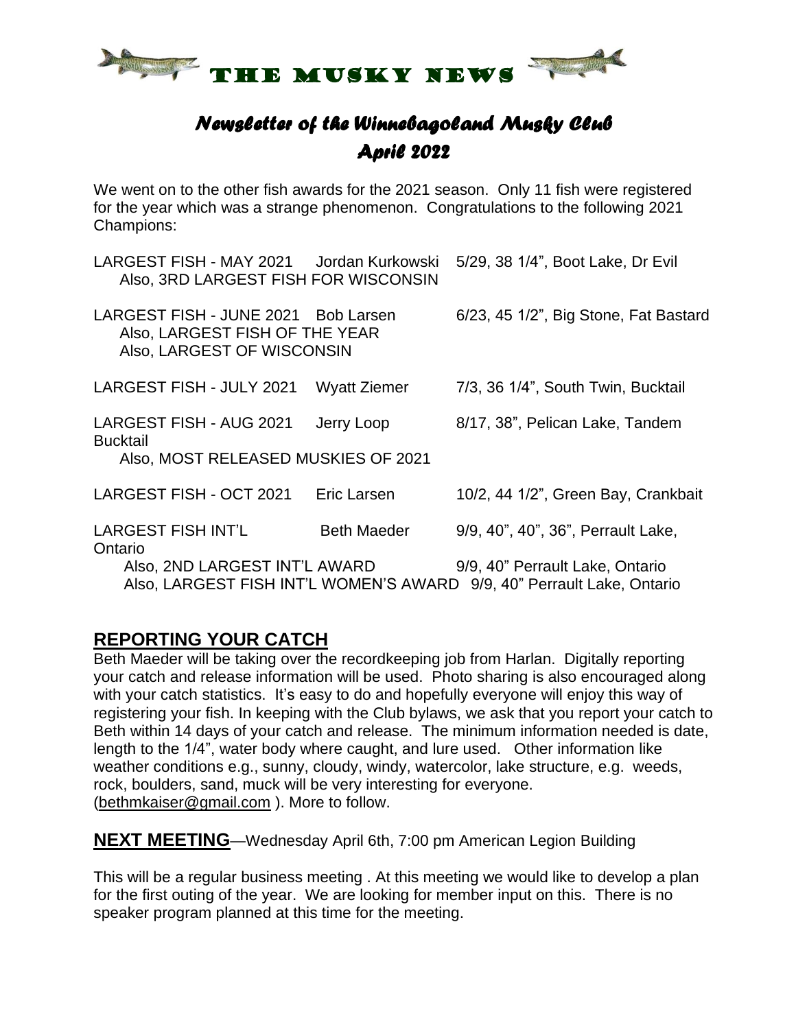# THE MUSKY NEWS

## *Newsletter of the Winnebagoland Musky Club*
## *April 2022*

We went on to the other fish awards for the 2021 season. Only 11 fish were registered for the year which was a strange phenomenon. Congratulations to the following 2021 Champions:

| | | |
|---|---|---|
| LARGEST FISH - MAY 2021<br>Also, 3RD LARGEST FISH FOR WISCONSIN | Jordan Kurkowski | 5/29, 38 1/4", Boot Lake, Dr Evil |
| LARGEST FISH - JUNE 2021<br>Also, LARGEST FISH OF THE YEAR<br>Also, LARGEST OF WISCONSIN | Bob Larsen | 6/23, 45 1/2", Big Stone, Fat Bastard |
| LARGEST FISH - JULY 2021 | Wyatt Ziemer | 7/3, 36 1/4", South Twin, Bucktail |
| LARGEST FISH - AUG 2021<br>Also, MOST RELEASED MUSKIES OF 2021 | Jerry Loop | 8/17, 38", Pelican Lake, Tandem Bucktail |
| LARGEST FISH - OCT 2021 | Eric Larsen | 10/2, 44 1/2", Green Bay, Crankbait |
| LARGEST FISH INT'L | Beth Maeder | 9/9, 40", 40", 36", Perrault Lake, Ontario |
| Also, 2ND LARGEST INT'L AWARD | | 9/9, 40" Perrault Lake, Ontario |
| Also, LARGEST FISH INT'L WOMEN'S AWARD | | 9/9, 40" Perrault Lake, Ontario |

## **REPORTING YOUR CATCH**

Beth Maeder will be taking over the recordkeeping job from Harlan. Digitally reporting your catch and release information will be used. Photo sharing is also encouraged along with your catch statistics. It's easy to do and hopefully everyone will enjoy this way of registering your fish. In keeping with the Club bylaws, we ask that you report your catch to Beth within 14 days of your catch and release. The minimum information needed is date, length to the 1/4", water body where caught, and lure used. Other information like weather conditions e.g., sunny, cloudy, windy, watercolor, lake structure, e.g. weeds, rock, boulders, sand, muck will be very interesting for everyone. (bethmkaiser@gmail.com ). More to follow.

**NEXT MEETING**—Wednesday April 6th, 7:00 pm American Legion Building

This will be a regular business meeting . At this meeting we would like to develop a plan for the first outing of the year. We are looking for member input on this. There is no speaker program planned at this time for the meeting.